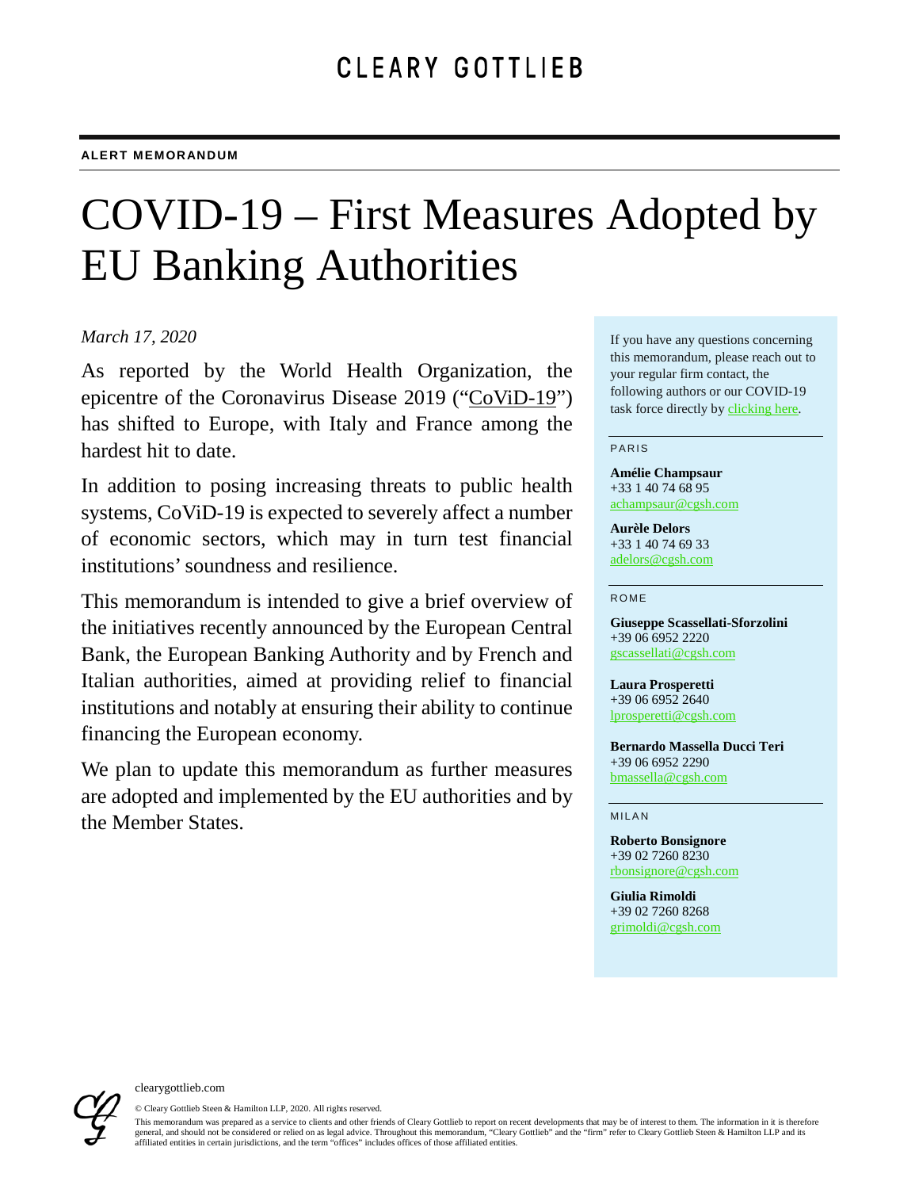CLEARY GOTTLIEB

ALERT MEMORANDUM

# COVID-19 – First Measures Adopted by EU Banking Authorities

*March 17, 2020*

As reported by the World Health Organization, the epicentre of the Coronavirus Disease 2019 ("CoViD-19") has shifted to Europe, with Italy and France among the hardest hit to date.

In addition to posing increasing threats to public health systems, CoViD-19 is expected to severely affect a number of economic sectors, which may in turn test financial institutions' soundness and resilience.

This memorandum is intended to give a brief overview of the initiatives recently announced by the European Central Bank, the European Banking Authority and by French and Italian authorities, aimed at providing relief to financial institutions and notably at ensuring their ability to continue financing the European economy.

We plan to update this memorandum as further measures are adopted and implemented by the EU authorities and by the Member States.

If you have any questions concerning this memorandum, please reach out to your regular firm contact, the following authors or our COVID-19 task force directly by clicking here.

PARIS

**Amélie Champsaur**
+33 1 40 74 68 95
achampsaur@cgsh.com

**Aurèle Delors**
+33 1 40 74 69 33
adelors@cgsh.com

ROME

**Giuseppe Scassellati-Sforzolini**
+39 06 6952 2220
gscassellati@cgsh.com

**Laura Prosperetti**
+39 06 6952 2640
lprosperetti@cgsh.com

**Bernardo Massella Ducci Teri**
+39 06 6952 2290
bmassella@cgsh.com

MILAN

**Roberto Bonsignore**
+39 02 7260 8230
rbonsignore@cgsh.com

**Giulia Rimoldi**
+39 02 7260 8268
grimoldi@cgsh.com

clearygottlieb.com

© Cleary Gottlieb Steen & Hamilton LLP, 2020. All rights reserved.

This memorandum was prepared as a service to clients and other friends of Cleary Gottlieb to report on recent developments that may be of interest to them. The information in it is therefore general, and should not be considered or relied on as legal advice. Throughout this memorandum, "Cleary Gottlieb" and the "firm" refer to Cleary Gottlieb Steen & Hamilton LLP and its affiliated entities in certain jurisdictions, and the term "offices" includes offices of those affiliated entities.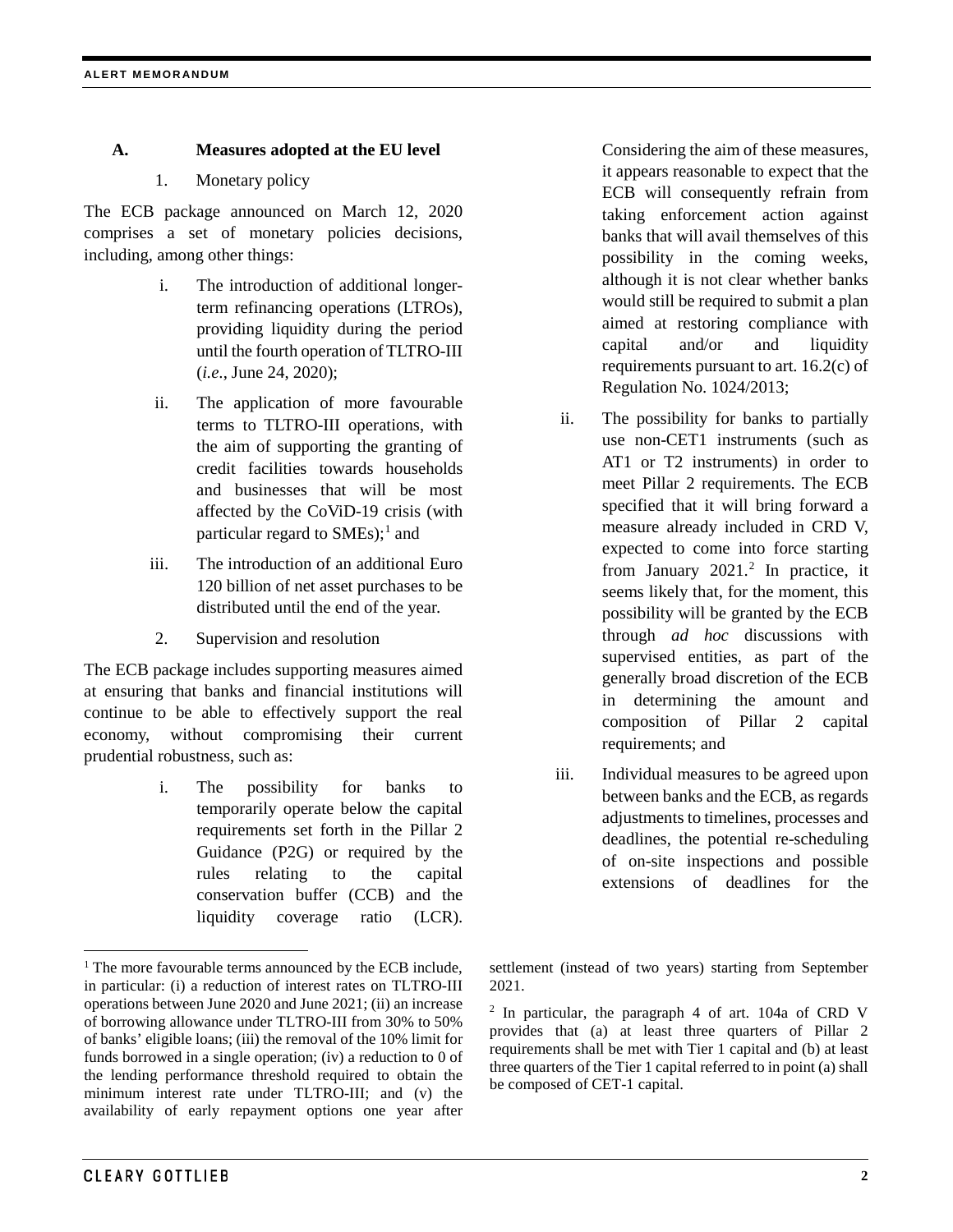## A. Measures adopted at the EU level

### 1. Monetary policy

The ECB package announced on March 12, 2020 comprises a set of monetary policies decisions, including, among other things:

i. The introduction of additional longer-term refinancing operations (LTROs), providing liquidity during the period until the fourth operation of TLTRO-III (*i.e.*, June 24, 2020);

ii. The application of more favourable terms to TLTRO-III operations, with the aim of supporting the granting of credit facilities towards households and businesses that will be most affected by the CoViD-19 crisis (with particular regard to SMEs);[1] and

iii. The introduction of an additional Euro 120 billion of net asset purchases to be distributed until the end of the year.

### 2. Supervision and resolution

The ECB package includes supporting measures aimed at ensuring that banks and financial institutions will continue to be able to effectively support the real economy, without compromising their current prudential robustness, such as:

i. The possibility for banks to temporarily operate below the capital requirements set forth in the Pillar 2 Guidance (P2G) or required by the rules relating to the capital conservation buffer (CCB) and the liquidity coverage ratio (LCR). Considering the aim of these measures, it appears reasonable to expect that the ECB will consequently refrain from taking enforcement action against banks that will avail themselves of this possibility in the coming weeks, although it is not clear whether banks would still be required to submit a plan aimed at restoring compliance with capital and/or and liquidity requirements pursuant to art. 16.2(c) of Regulation No. 1024/2013;

ii. The possibility for banks to partially use non-CET1 instruments (such as AT1 or T2 instruments) in order to meet Pillar 2 requirements. The ECB specified that it will bring forward a measure already included in CRD V, expected to come into force starting from January 2021.[2] In practice, it seems likely that, for the moment, this possibility will be granted by the ECB through *ad hoc* discussions with supervised entities, as part of the generally broad discretion of the ECB in determining the amount and composition of Pillar 2 capital requirements; and

iii. Individual measures to be agreed upon between banks and the ECB, as regards adjustments to timelines, processes and deadlines, the potential re-scheduling of on-site inspections and possible extensions of deadlines for the

---

[1] The more favourable terms announced by the ECB include, in particular: (i) a reduction of interest rates on TLTRO-III operations between June 2020 and June 2021; (ii) an increase of borrowing allowance under TLTRO-III from 30% to 50% of banks' eligible loans; (iii) the removal of the 10% limit for funds borrowed in a single operation; (iv) a reduction to 0 of the lending performance threshold required to obtain the minimum interest rate under TLTRO-III; and (v) the availability of early repayment options one year after settlement (instead of two years) starting from September 2021.

[2] In particular, the paragraph 4 of art. 104a of CRD V provides that (a) at least three quarters of Pillar 2 requirements shall be met with Tier 1 capital and (b) at least three quarters of the Tier 1 capital referred to in point (a) shall be composed of CET-1 capital.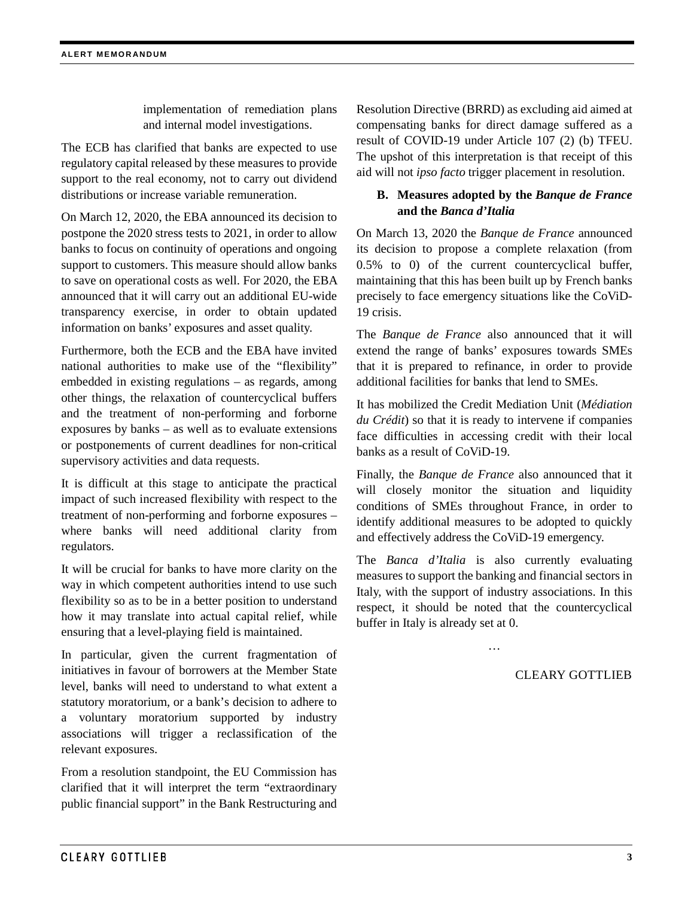implementation of remediation plans and internal model investigations.

The ECB has clarified that banks are expected to use regulatory capital released by these measures to provide support to the real economy, not to carry out dividend distributions or increase variable remuneration.

On March 12, 2020, the EBA announced its decision to postpone the 2020 stress tests to 2021, in order to allow banks to focus on continuity of operations and ongoing support to customers. This measure should allow banks to save on operational costs as well. For 2020, the EBA announced that it will carry out an additional EU-wide transparency exercise, in order to obtain updated information on banks' exposures and asset quality.

Furthermore, both the ECB and the EBA have invited national authorities to make use of the "flexibility" embedded in existing regulations – as regards, among other things, the relaxation of countercyclical buffers and the treatment of non-performing and forborne exposures by banks – as well as to evaluate extensions or postponements of current deadlines for non-critical supervisory activities and data requests.

It is difficult at this stage to anticipate the practical impact of such increased flexibility with respect to the treatment of non-performing and forborne exposures – where banks will need additional clarity from regulators.

It will be crucial for banks to have more clarity on the way in which competent authorities intend to use such flexibility so as to be in a better position to understand how it may translate into actual capital relief, while ensuring that a level-playing field is maintained.

In particular, given the current fragmentation of initiatives in favour of borrowers at the Member State level, banks will need to understand to what extent a statutory moratorium, or a bank's decision to adhere to a voluntary moratorium supported by industry associations will trigger a reclassification of the relevant exposures.

From a resolution standpoint, the EU Commission has clarified that it will interpret the term "extraordinary public financial support" in the Bank Restructuring and Resolution Directive (BRRD) as excluding aid aimed at compensating banks for direct damage suffered as a result of COVID-19 under Article 107 (2) (b) TFEU. The upshot of this interpretation is that receipt of this aid will not *ipso facto* trigger placement in resolution.

### B. Measures adopted by the *Banque de France* and the *Banca d'Italia*

On March 13, 2020 the *Banque de France* announced its decision to propose a complete relaxation (from 0.5% to 0) of the current countercyclical buffer, maintaining that this has been built up by French banks precisely to face emergency situations like the CoViD-19 crisis.

The *Banque de France* also announced that it will extend the range of banks' exposures towards SMEs that it is prepared to refinance, in order to provide additional facilities for banks that lend to SMEs.

It has mobilized the Credit Mediation Unit (*Médiation du Crédit*) so that it is ready to intervene if companies face difficulties in accessing credit with their local banks as a result of CoViD-19.

Finally, the *Banque de France* also announced that it will closely monitor the situation and liquidity conditions of SMEs throughout France, in order to identify additional measures to be adopted to quickly and effectively address the CoViD-19 emergency.

The *Banca d'Italia* is also currently evaluating measures to support the banking and financial sectors in Italy, with the support of industry associations. In this respect, it should be noted that the countercyclical buffer in Italy is already set at 0.

…

CLEARY GOTTLIEB